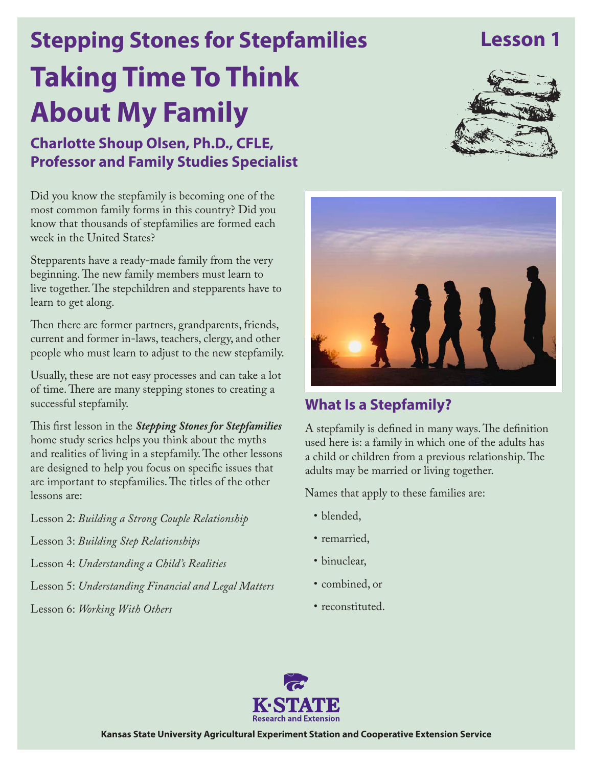# Stepping Stones for Stepfamilies

**Lesson 1**

# Taking Time To Think About My Family

### Charlotte Shoup Olsen, Ph.D., CFLE, Professor and Family Studies Specialist

Did you know the stepfamily is becoming one of the most common family forms in this country? Did you know that thousands of stepfamilies are formed each week in the United States?

Stepparents have a ready-made family from the very beginning. The new family members must learn to live together. The stepchildren and stepparents have to learn to get along.

Then there are former partners, grandparents, friends, current and former in-laws, teachers, clergy, and other people who must learn to adjust to the new stepfamily.

Usually, these are not easy processes and can take a lot of time. There are many stepping stones to creating a successful stepfamily.

This first lesson in the ***Stepping Stones for Stepfamilies*** home study series helps you think about the myths and realities of living in a stepfamily. The other lessons are designed to help you focus on specific issues that are important to stepfamilies. The titles of the other lessons are:

Lesson 2: *Building a Strong Couple Relationship*

Lesson 3: *Building Step Relationships*

Lesson 4: *Understanding a Child's Realities*

Lesson 5: *Understanding Financial and Legal Matters*

Lesson 6: *Working With Others*

## What Is a Stepfamily?

A stepfamily is defined in many ways. The definition used here is: a family in which one of the adults has a child or children from a previous relationship. The adults may be married or living together.

Names that apply to these families are:

- blended,
- remarried,
- binuclear,
- combined, or
- reconstituted.

K·STATE Research and Extension

**Kansas State University Agricultural Experiment Station and Cooperative Extension Service**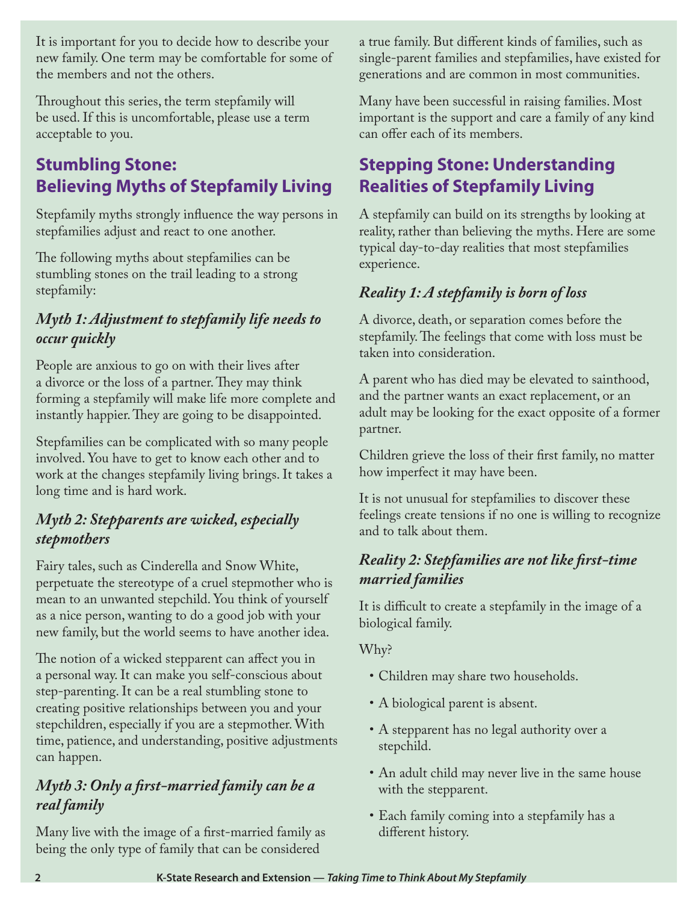It is important for you to decide how to describe your new family. One term may be comfortable for some of the members and not the others.

Throughout this series, the term stepfamily will be used. If this is uncomfortable, please use a term acceptable to you.

## Stumbling Stone: Believing Myths of Stepfamily Living

Stepfamily myths strongly influence the way persons in stepfamilies adjust and react to one another.

The following myths about stepfamilies can be stumbling stones on the trail leading to a strong stepfamily:

### *Myth 1: Adjustment to stepfamily life needs to occur quickly*

People are anxious to go on with their lives after a divorce or the loss of a partner. They may think forming a stepfamily will make life more complete and instantly happier. They are going to be disappointed.

Stepfamilies can be complicated with so many people involved. You have to get to know each other and to work at the changes stepfamily living brings. It takes a long time and is hard work.

### *Myth 2: Stepparents are wicked, especially stepmothers*

Fairy tales, such as Cinderella and Snow White, perpetuate the stereotype of a cruel stepmother who is mean to an unwanted stepchild. You think of yourself as a nice person, wanting to do a good job with your new family, but the world seems to have another idea.

The notion of a wicked stepparent can affect you in a personal way. It can make you self-conscious about step-parenting. It can be a real stumbling stone to creating positive relationships between you and your stepchildren, especially if you are a stepmother. With time, patience, and understanding, positive adjustments can happen.

### *Myth 3: Only a first-married family can be a real family*

Many live with the image of a first-married family as being the only type of family that can be considered a true family. But different kinds of families, such as single-parent families and stepfamilies, have existed for generations and are common in most communities.

Many have been successful in raising families. Most important is the support and care a family of any kind can offer each of its members.

## Stepping Stone: Understanding Realities of Stepfamily Living

A stepfamily can build on its strengths by looking at reality, rather than believing the myths. Here are some typical day-to-day realities that most stepfamilies experience.

### *Reality 1: A stepfamily is born of loss*

A divorce, death, or separation comes before the stepfamily. The feelings that come with loss must be taken into consideration.

A parent who has died may be elevated to sainthood, and the partner wants an exact replacement, or an adult may be looking for the exact opposite of a former partner.

Children grieve the loss of their first family, no matter how imperfect it may have been.

It is not unusual for stepfamilies to discover these feelings create tensions if no one is willing to recognize and to talk about them.

### *Reality 2: Stepfamilies are not like first-time married families*

It is difficult to create a stepfamily in the image of a biological family.

Why?

- Children may share two households.
- A biological parent is absent.
- A stepparent has no legal authority over a stepchild.
- An adult child may never live in the same house with the stepparent.
- Each family coming into a stepfamily has a different history.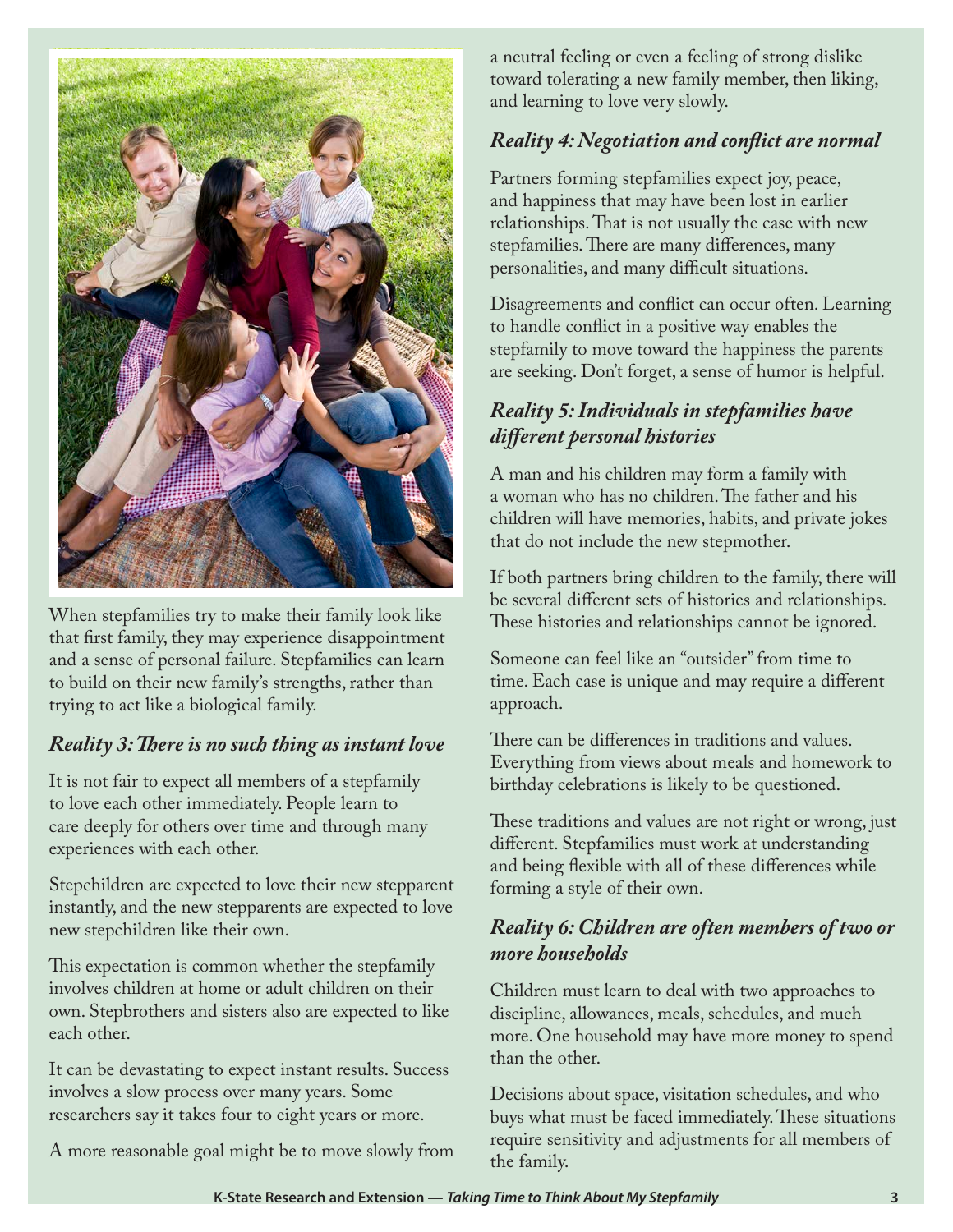When stepfamilies try to make their family look like that first family, they may experience disappointment and a sense of personal failure. Stepfamilies can learn to build on their new family's strengths, rather than trying to act like a biological family.

### *Reality 3: There is no such thing as instant love*

It is not fair to expect all members of a stepfamily to love each other immediately. People learn to care deeply for others over time and through many experiences with each other.

Stepchildren are expected to love their new stepparent instantly, and the new stepparents are expected to love new stepchildren like their own.

This expectation is common whether the stepfamily involves children at home or adult children on their own. Stepbrothers and sisters also are expected to like each other.

It can be devastating to expect instant results. Success involves a slow process over many years. Some researchers say it takes four to eight years or more.

A more reasonable goal might be to move slowly from a neutral feeling or even a feeling of strong dislike toward tolerating a new family member, then liking, and learning to love very slowly.

### *Reality 4: Negotiation and conflict are normal*

Partners forming stepfamilies expect joy, peace, and happiness that may have been lost in earlier relationships. That is not usually the case with new stepfamilies. There are many differences, many personalities, and many difficult situations.

Disagreements and conflict can occur often. Learning to handle conflict in a positive way enables the stepfamily to move toward the happiness the parents are seeking. Don't forget, a sense of humor is helpful.

### *Reality 5: Individuals in stepfamilies have different personal histories*

A man and his children may form a family with a woman who has no children. The father and his children will have memories, habits, and private jokes that do not include the new stepmother.

If both partners bring children to the family, there will be several different sets of histories and relationships. These histories and relationships cannot be ignored.

Someone can feel like an "outsider" from time to time. Each case is unique and may require a different approach.

There can be differences in traditions and values. Everything from views about meals and homework to birthday celebrations is likely to be questioned.

These traditions and values are not right or wrong, just different. Stepfamilies must work at understanding and being flexible with all of these differences while forming a style of their own.

### *Reality 6: Children are often members of two or more households*

Children must learn to deal with two approaches to discipline, allowances, meals, schedules, and much more. One household may have more money to spend than the other.

Decisions about space, visitation schedules, and who buys what must be faced immediately. These situations require sensitivity and adjustments for all members of the family.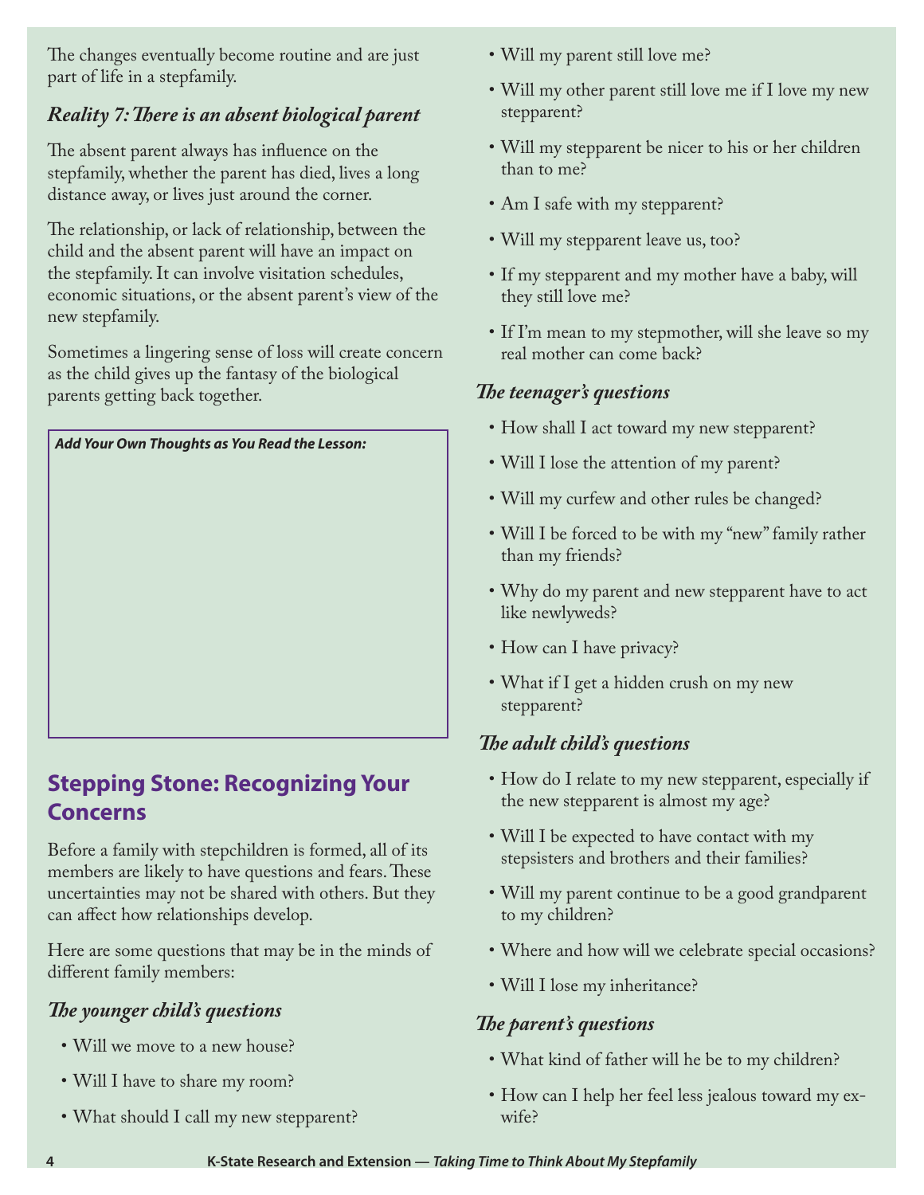The changes eventually become routine and are just part of life in a stepfamily.

### *Reality 7: There is an absent biological parent*

The absent parent always has influence on the stepfamily, whether the parent has died, lives a long distance away, or lives just around the corner.

The relationship, or lack of relationship, between the child and the absent parent will have an impact on the stepfamily. It can involve visitation schedules, economic situations, or the absent parent's view of the new stepfamily.

Sometimes a lingering sense of loss will create concern as the child gives up the fantasy of the biological parents getting back together.

***Add Your Own Thoughts as You Read the Lesson:***

## Stepping Stone: Recognizing Your Concerns

Before a family with stepchildren is formed, all of its members are likely to have questions and fears. These uncertainties may not be shared with others. But they can affect how relationships develop.

Here are some questions that may be in the minds of different family members:

### *The younger child's questions*

- Will we move to a new house?
- Will I have to share my room?
- What should I call my new stepparent?
- Will my parent still love me?
- Will my other parent still love me if I love my new stepparent?
- Will my stepparent be nicer to his or her children than to me?
- Am I safe with my stepparent?
- Will my stepparent leave us, too?
- If my stepparent and my mother have a baby, will they still love me?
- If I'm mean to my stepmother, will she leave so my real mother can come back?

### *The teenager's questions*

- How shall I act toward my new stepparent?
- Will I lose the attention of my parent?
- Will my curfew and other rules be changed?
- Will I be forced to be with my "new" family rather than my friends?
- Why do my parent and new stepparent have to act like newlyweds?
- How can I have privacy?
- What if I get a hidden crush on my new stepparent?

### *The adult child's questions*

- How do I relate to my new stepparent, especially if the new stepparent is almost my age?
- Will I be expected to have contact with my stepsisters and brothers and their families?
- Will my parent continue to be a good grandparent to my children?
- Where and how will we celebrate special occasions?
- Will I lose my inheritance?

### *The parent's questions*

- What kind of father will he be to my children?
- How can I help her feel less jealous toward my ex-wife?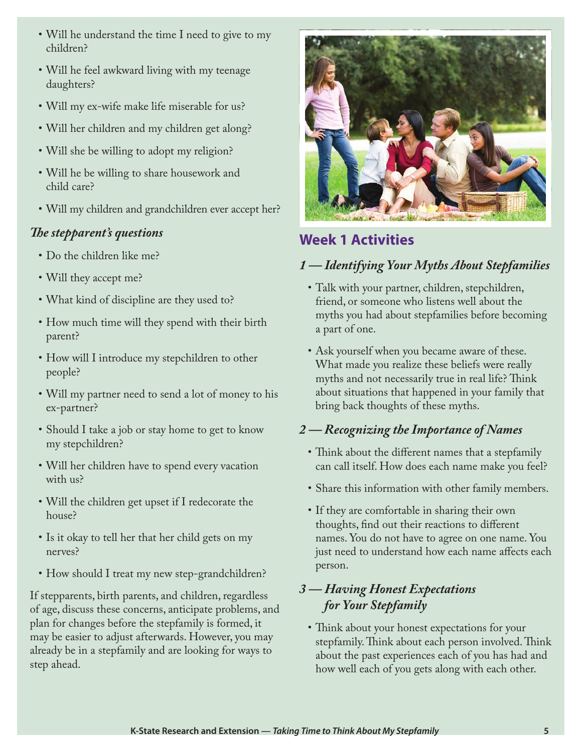- Will he understand the time I need to give to my children?
- Will he feel awkward living with my teenage daughters?
- Will my ex-wife make life miserable for us?
- Will her children and my children get along?
- Will she be willing to adopt my religion?
- Will he be willing to share housework and child care?
- Will my children and grandchildren ever accept her?

### *The stepparent's questions*

- Do the children like me?
- Will they accept me?
- What kind of discipline are they used to?
- How much time will they spend with their birth parent?
- How will I introduce my stepchildren to other people?
- Will my partner need to send a lot of money to his ex-partner?
- Should I take a job or stay home to get to know my stepchildren?
- Will her children have to spend every vacation with us?
- Will the children get upset if I redecorate the house?
- Is it okay to tell her that her child gets on my nerves?
- How should I treat my new step-grandchildren?

If stepparents, birth parents, and children, regardless of age, discuss these concerns, anticipate problems, and plan for changes before the stepfamily is formed, it may be easier to adjust afterwards. However, you may already be in a stepfamily and are looking for ways to step ahead.

## Week 1 Activities

### *1 — Identifying Your Myths About Stepfamilies*

- Talk with your partner, children, stepchildren, friend, or someone who listens well about the myths you had about stepfamilies before becoming a part of one.
- Ask yourself when you became aware of these. What made you realize these beliefs were really myths and not necessarily true in real life? Think about situations that happened in your family that bring back thoughts of these myths.

### *2 — Recognizing the Importance of Names*

- Think about the different names that a stepfamily can call itself. How does each name make you feel?
- Share this information with other family members.
- If they are comfortable in sharing their own thoughts, find out their reactions to different names. You do not have to agree on one name. You just need to understand how each name affects each person.

### *3 — Having Honest Expectations for Your Stepfamily*

- Think about your honest expectations for your stepfamily. Think about each person involved. Think about the past experiences each of you has had and how well each of you gets along with each other.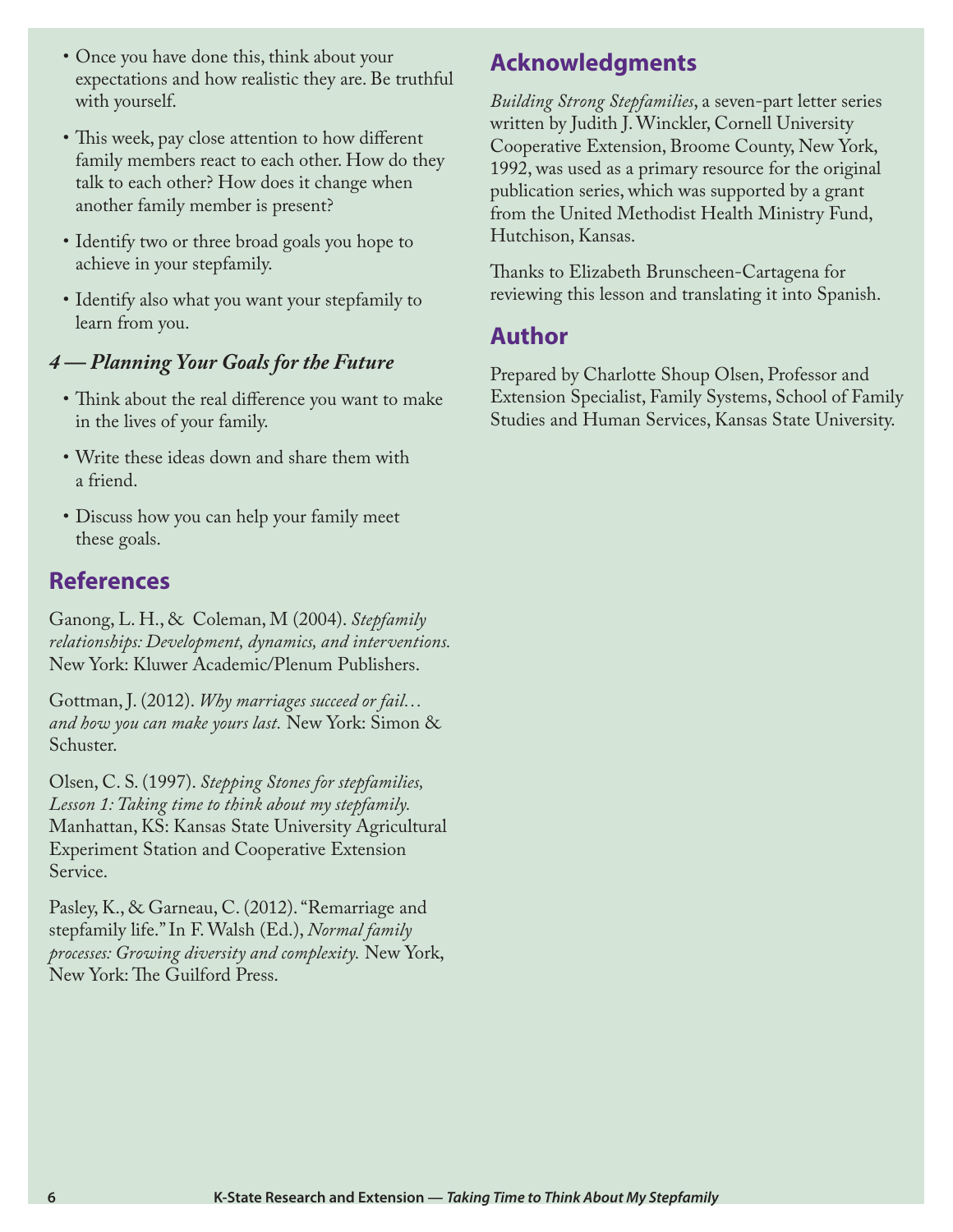- Once you have done this, think about your expectations and how realistic they are. Be truthful with yourself.
- This week, pay close attention to how different family members react to each other. How do they talk to each other? How does it change when another family member is present?
- Identify two or three broad goals you hope to achieve in your stepfamily.
- Identify also what you want your stepfamily to learn from you.

### *4 — Planning Your Goals for the Future*

- Think about the real difference you want to make in the lives of your family.
- Write these ideas down and share them with a friend.
- Discuss how you can help your family meet these goals.

## References

Ganong, L. H., & Coleman, M (2004). *Stepfamily relationships: Development, dynamics, and interventions.* New York: Kluwer Academic/Plenum Publishers.

Gottman, J. (2012). *Why marriages succeed or fail… and how you can make yours last.* New York: Simon & Schuster.

Olsen, C. S. (1997). *Stepping Stones for stepfamilies, Lesson 1: Taking time to think about my stepfamily.* Manhattan, KS: Kansas State University Agricultural Experiment Station and Cooperative Extension Service.

Pasley, K., & Garneau, C. (2012). "Remarriage and stepfamily life." In F. Walsh (Ed.), *Normal family processes: Growing diversity and complexity.* New York, New York: The Guilford Press.

## Acknowledgments

*Building Strong Stepfamilies*, a seven-part letter series written by Judith J. Winckler, Cornell University Cooperative Extension, Broome County, New York, 1992, was used as a primary resource for the original publication series, which was supported by a grant from the United Methodist Health Ministry Fund, Hutchison, Kansas.

Thanks to Elizabeth Brunscheen-Cartagena for reviewing this lesson and translating it into Spanish.

## Author

Prepared by Charlotte Shoup Olsen, Professor and Extension Specialist, Family Systems, School of Family Studies and Human Services, Kansas State University.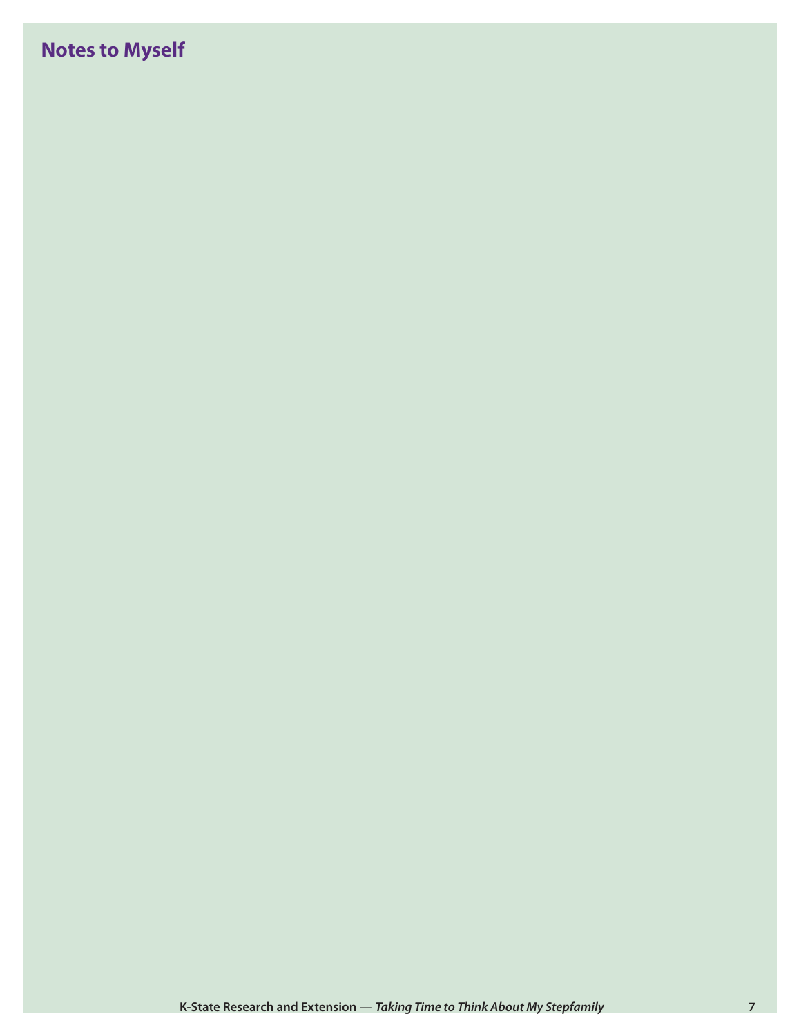## Notes to Myself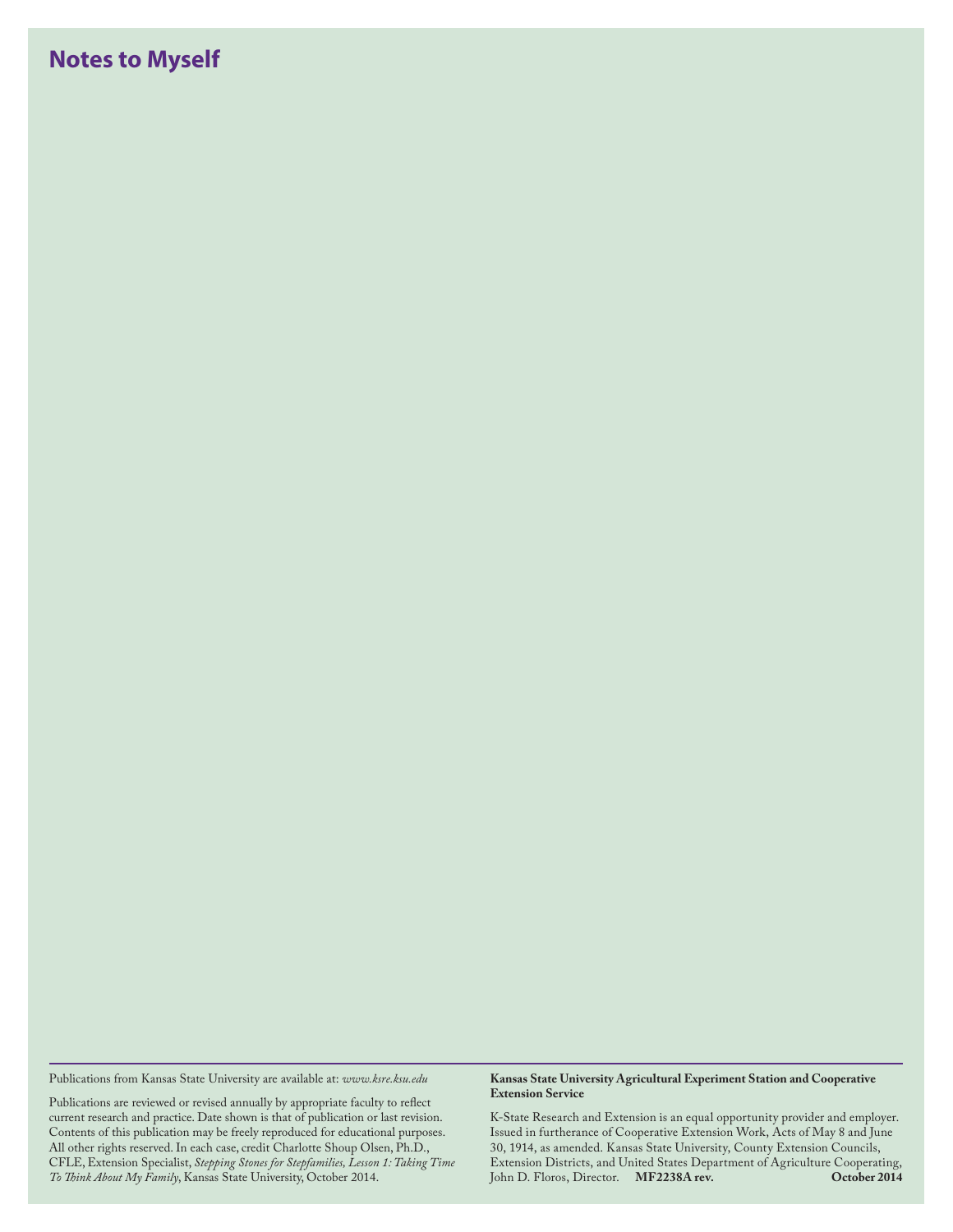## Notes to Myself

Publications from Kansas State University are available at: *www.ksre.ksu.edu*

Publications are reviewed or revised annually by appropriate faculty to reflect current research and practice. Date shown is that of publication or last revision. Contents of this publication may be freely reproduced for educational purposes. All other rights reserved. In each case, credit Charlotte Shoup Olsen, Ph.D., CFLE, Extension Specialist, *Stepping Stones for Stepfamilies, Lesson 1: Taking Time To Think About My Family*, Kansas State University, October 2014.

**Kansas State University Agricultural Experiment Station and Cooperative Extension Service**

K-State Research and Extension is an equal opportunity provider and employer. Issued in furtherance of Cooperative Extension Work, Acts of May 8 and June 30, 1914, as amended. Kansas State University, County Extension Councils, Extension Districts, and United States Department of Agriculture Cooperating, John D. Floros, Director. **MF2238A rev. October 2014**